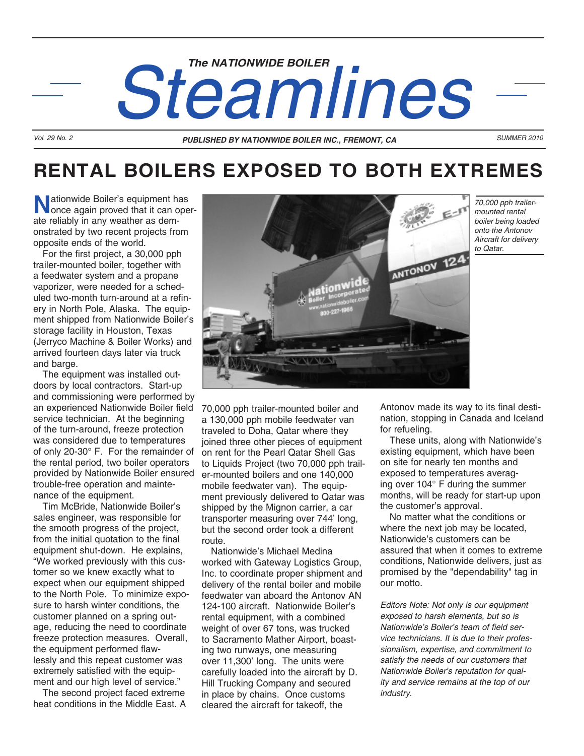# The NATIONWIDE BOILER Steamlines

*Vol. 29 No. 2* — ***PUBLISHED BY NATIONWIDE BOILER INC., FREMONT, CA*** — *SUMMER 2010*

## RENTAL BOILERS EXPOSED TO BOTH EXTREMES

Nationwide Boiler's equipment has once again proved that it can operate reliably in any weather as demonstrated by two recent projects from opposite ends of the world.

For the first project, a 30,000 pph trailer-mounted boiler, together with a feedwater system and a propane vaporizer, were needed for a scheduled two-month turn-around at a refinery in North Pole, Alaska. The equipment shipped from Nationwide Boiler's storage facility in Houston, Texas (Jerryco Machine & Boiler Works) and arrived fourteen days later via truck and barge.

The equipment was installed outdoors by local contractors. Start-up and commissioning were performed by an experienced Nationwide Boiler field service technician. At the beginning of the turn-around, freeze protection was considered due to temperatures of only 20-30° F. For the remainder of the rental period, two boiler operators provided by Nationwide Boiler ensured trouble-free operation and maintenance of the equipment.

Tim McBride, Nationwide Boiler's sales engineer, was responsible for the smooth progress of the project, from the initial quotation to the final equipment shut-down. He explains, "We worked previously with this customer so we knew exactly what to expect when our equipment shipped to the North Pole. To minimize exposure to harsh winter conditions, the customer planned on a spring outage, reducing the need to coordinate freeze protection measures. Overall, the equipment performed flawlessly and this repeat customer was extremely satisfied with the equipment and our high level of service."

The second project faced extreme heat conditions in the Middle East. A 70,000 pph trailer-mounted boiler and a 130,000 pph mobile feedwater van traveled to Doha, Qatar where they joined three other pieces of equipment on rent for the Pearl Qatar Shell Gas to Liquids Project (two 70,000 pph trailer-mounted boilers and one 140,000 mobile feedwater van). The equipment previously delivered to Qatar was shipped by the Mignon carrier, a car transporter measuring over 744' long, but the second order took a different route.

*70,000 pph trailer-mounted rental boiler being loaded onto the Antonov Aircraft for delivery to Qatar.*

Nationwide's Michael Medina worked with Gateway Logistics Group, Inc. to coordinate proper shipment and delivery of the rental boiler and mobile feedwater van aboard the Antonov AN 124-100 aircraft. Nationwide Boiler's rental equipment, with a combined weight of over 67 tons, was trucked to Sacramento Mather Airport, boasting two runways, one measuring over 11,300' long. The units were carefully loaded into the aircraft by D. Hill Trucking Company and secured in place by chains. Once customs cleared the aircraft for takeoff, the Antonov made its way to its final destination, stopping in Canada and Iceland for refueling.

These units, along with Nationwide's existing equipment, which have been on site for nearly ten months and exposed to temperatures averaging over 104° F during the summer months, will be ready for start-up upon the customer's approval.

No matter what the conditions or where the next job may be located, Nationwide's customers can be assured that when it comes to extreme conditions, Nationwide delivers, just as promised by the "dependability" tag in our motto.

*Editors Note: Not only is our equipment exposed to harsh elements, but so is Nationwide's Boiler's team of field service technicians. It is due to their professionalism, expertise, and commitment to satisfy the needs of our customers that Nationwide Boiler's reputation for quality and service remains at the top of our industry.*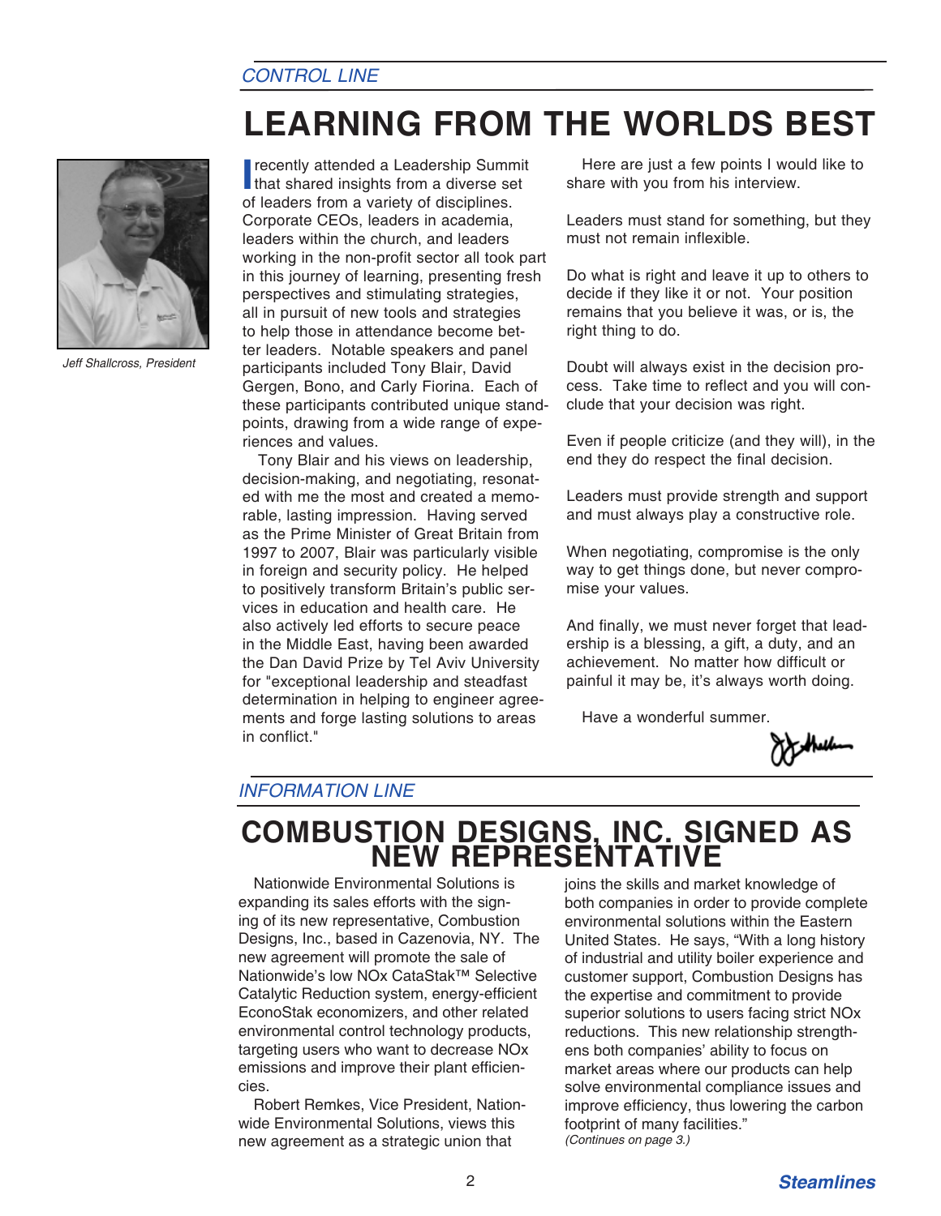*CONTROL LINE*

# LEARNING FROM THE WORLDS BEST

*Jeff Shallcross, President*

I recently attended a Leadership Summit that shared insights from a diverse set of leaders from a variety of disciplines. Corporate CEOs, leaders in academia, leaders within the church, and leaders working in the non-profit sector all took part in this journey of learning, presenting fresh perspectives and stimulating strategies, all in pursuit of new tools and strategies to help those in attendance become better leaders. Notable speakers and panel participants included Tony Blair, David Gergen, Bono, and Carly Fiorina. Each of these participants contributed unique standpoints, drawing from a wide range of experiences and values.

Tony Blair and his views on leadership, decision-making, and negotiating, resonated with me the most and created a memorable, lasting impression. Having served as the Prime Minister of Great Britain from 1997 to 2007, Blair was particularly visible in foreign and security policy. He helped to positively transform Britain's public services in education and health care. He also actively led efforts to secure peace in the Middle East, having been awarded the Dan David Prize by Tel Aviv University for "exceptional leadership and steadfast determination in helping to engineer agreements and forge lasting solutions to areas in conflict."

Here are just a few points I would like to share with you from his interview.

Leaders must stand for something, but they must not remain inflexible.

Do what is right and leave it up to others to decide if they like it or not. Your position remains that you believe it was, or is, the right thing to do.

Doubt will always exist in the decision process. Take time to reflect and you will conclude that your decision was right.

Even if people criticize (and they will), in the end they do respect the final decision.

Leaders must provide strength and support and must always play a constructive role.

When negotiating, compromise is the only way to get things done, but never compromise your values.

And finally, we must never forget that leadership is a blessing, a gift, a duty, and an achievement. No matter how difficult or painful it may be, it's always worth doing.

Have a wonderful summer.

*INFORMATION LINE*

# COMBUSTION DESIGNS, INC. SIGNED AS NEW REPRESENTATIVE

Nationwide Environmental Solutions is expanding its sales efforts with the signing of its new representative, Combustion Designs, Inc., based in Cazenovia, NY. The new agreement will promote the sale of Nationwide's low NOx CataStak™ Selective Catalytic Reduction system, energy-efficient EconoStak economizers, and other related environmental control technology products, targeting users who want to decrease NOx emissions and improve their plant efficiencies.

Robert Remkes, Vice President, Nationwide Environmental Solutions, views this new agreement as a strategic union that joins the skills and market knowledge of both companies in order to provide complete environmental solutions within the Eastern United States. He says, "With a long history of industrial and utility boiler experience and customer support, Combustion Designs has the expertise and commitment to provide superior solutions to users facing strict NOx reductions. This new relationship strengthens both companies' ability to focus on market areas where our products can help solve environmental compliance issues and improve efficiency, thus lowering the carbon footprint of many facilities."

*(Continues on page 3.)*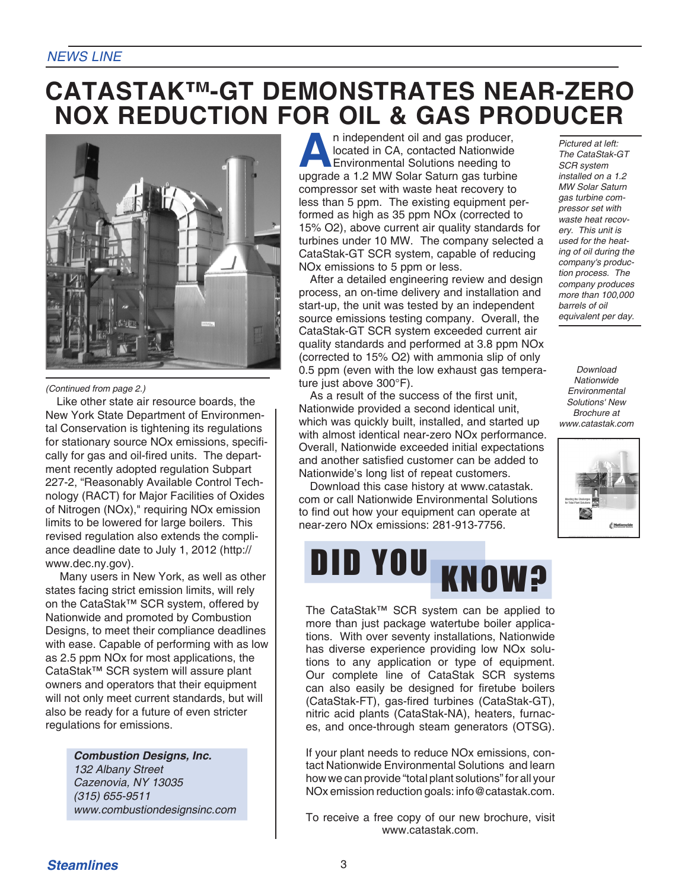NEWS LINE

# CATASTAK™-GT DEMONSTRATES NEAR-ZERO NOX REDUCTION FOR OIL & GAS PRODUCER

An independent oil and gas producer, located in CA, contacted Nationwide Environmental Solutions needing to upgrade a 1.2 MW Solar Saturn gas turbine compressor set with waste heat recovery to less than 5 ppm. The existing equipment performed as high as 35 ppm NOx (corrected to 15% $O_2$), above current air quality standards for turbines under 10 MW. The company selected a CataStak-GT SCR system, capable of reducing NOx emissions to 5 ppm or less.

After a detailed engineering review and design process, an on-time delivery and installation and start-up, the unit was tested by an independent source emissions testing company. Overall, the CataStak-GT SCR system exceeded current air quality standards and performed at 3.8 ppm NOx (corrected to 15% $O_2$) with ammonia slip of only 0.5 ppm (even with the low exhaust gas temperature just above 300°F).

As a result of the success of the first unit, Nationwide provided a second identical unit, which was quickly built, installed, and started up with almost identical near-zero NOx performance. Overall, Nationwide exceeded initial expectations and another satisfied customer can be added to Nationwide's long list of repeat customers.

Download this case history at www.catastak.com or call Nationwide Environmental Solutions to find out how your equipment can operate at near-zero NOx emissions: 281-913-7756.

*Pictured at left: The CataStak-GT SCR system installed on a 1.2 MW Solar Saturn gas turbine compressor set with waste heat recovery. This unit is used for the heating of oil during the company's production process. The company produces more than 100,000 barrels of oil equivalent per day.*

*Download Nationwide Environmental Solutions' New Brochure at www.catastak.com*

*(Continued from page 2.)*

Like other state air resource boards, the New York State Department of Environmental Conservation is tightening its regulations for stationary source NOx emissions, specifically for gas and oil-fired units. The department recently adopted regulation Subpart 227-2, "Reasonably Available Control Technology (RACT) for Major Facilities of Oxides of Nitrogen (NOx)," requiring NOx emission limits to be lowered for large boilers. This revised regulation also extends the compliance deadline date to July 1, 2012 (http://www.dec.ny.gov).

Many users in New York, as well as other states facing strict emission limits, will rely on the CataStak™ SCR system, offered by Nationwide and promoted by Combustion Designs, to meet their compliance deadlines with ease. Capable of performing with as low as 2.5 ppm NOx for most applications, the CataStak™ SCR system will assure plant owners and operators that their equipment will not only meet current standards, but will also be ready for a future of even stricter regulations for emissions.

***Combustion Designs, Inc.***
*132 Albany Street*
*Cazenovia, NY 13035*
*(315) 655-9511*
*www.combustiondesignsinc.com*

## DID YOU KNOW?

The CataStak™ SCR system can be applied to more than just package watertube boiler applications. With over seventy installations, Nationwide has diverse experience providing low NOx solutions to any application or type of equipment. Our complete line of CataStak SCR systems can also easily be designed for firetube boilers (CataStak-FT), gas-fired turbines (CataStak-GT), nitric acid plants (CataStak-NA), heaters, furnaces, and once-through steam generators (OTSG).

If your plant needs to reduce NOx emissions, contact Nationwide Environmental Solutions and learn how we can provide "total plant solutions" for all your NOx emission reduction goals: info@catastak.com.

To receive a free copy of our new brochure, visit www.catastak.com.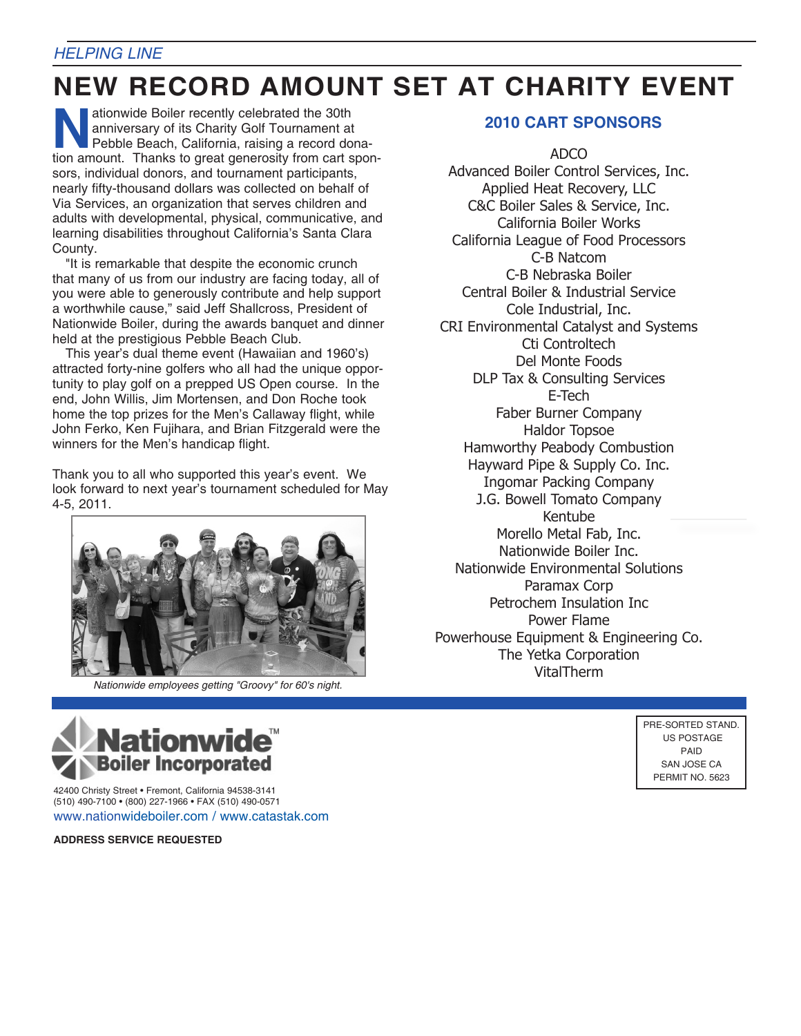*HELPING LINE*

# NEW RECORD AMOUNT SET AT CHARITY EVENT

Nationwide Boiler recently celebrated the 30th anniversary of its Charity Golf Tournament at Pebble Beach, California, raising a record donation amount. Thanks to great generosity from cart sponsors, individual donors, and tournament participants, nearly fifty-thousand dollars was collected on behalf of Via Services, an organization that serves children and adults with developmental, physical, communicative, and learning disabilities throughout California's Santa Clara County.

"It is remarkable that despite the economic crunch that many of us from our industry are facing today, all of you were able to generously contribute and help support a worthwhile cause," said Jeff Shallcross, President of Nationwide Boiler, during the awards banquet and dinner held at the prestigious Pebble Beach Club.

This year's dual theme event (Hawaiian and 1960's) attracted forty-nine golfers who all had the unique opportunity to play golf on a prepped US Open course. In the end, John Willis, Jim Mortensen, and Don Roche took home the top prizes for the Men's Callaway flight, while John Ferko, Ken Fujihara, and Brian Fitzgerald were the winners for the Men's handicap flight.

Thank you to all who supported this year's event. We look forward to next year's tournament scheduled for May 4-5, 2011.

*Nationwide employees getting "Groovy" for 60's night.*

## 2010 CART SPONSORS

ADCO
Advanced Boiler Control Services, Inc.
Applied Heat Recovery, LLC
C&C Boiler Sales & Service, Inc.
California Boiler Works
California League of Food Processors
C-B Natcom
C-B Nebraska Boiler
Central Boiler & Industrial Service
Cole Industrial, Inc.
CRI Environmental Catalyst and Systems
Cti Controltech
Del Monte Foods
DLP Tax & Consulting Services
E-Tech
Faber Burner Company
Haldor Topsoe
Hamworthy Peabody Combustion
Hayward Pipe & Supply Co. Inc.
Ingomar Packing Company
J.G. Bowell Tomato Company
Kentube
Morello Metal Fab, Inc.
Nationwide Boiler Inc.
Nationwide Environmental Solutions
Paramax Corp
Petrochem Insulation Inc
Power Flame
Powerhouse Equipment & Engineering Co.
The Yetka Corporation
VitalTherm

Nationwide™ Boiler Incorporated

42400 Christy Street • Fremont, California 94538-3141
(510) 490-7100 • (800) 227-1966 • FAX (510) 490-0571
www.nationwideboiler.com / www.catastak.com

**ADDRESS SERVICE REQUESTED**

PRE-SORTED STAND.
US POSTAGE
PAID
SAN JOSE CA
PERMIT NO. 5623